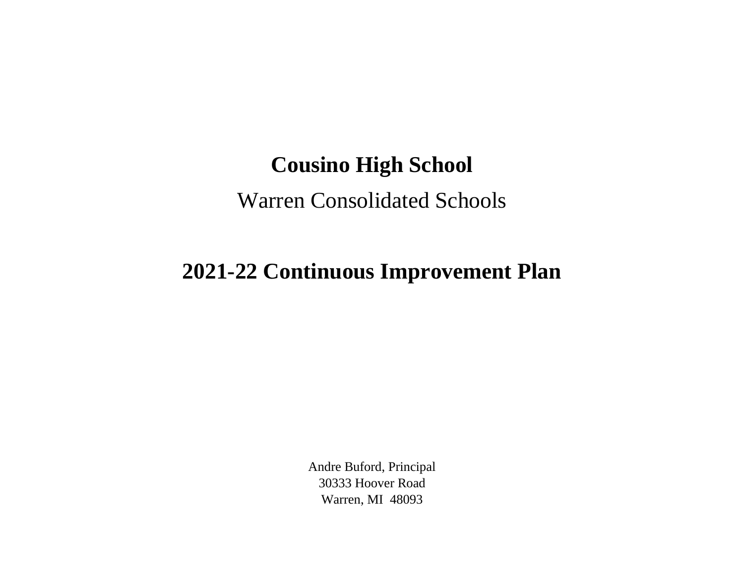# Cousino High School

Warren Consolidated Schools

# 2021-22 Continuous Improvement Plan

Andre Buford, Principal
30333 Hoover Road
Warren, MI  48093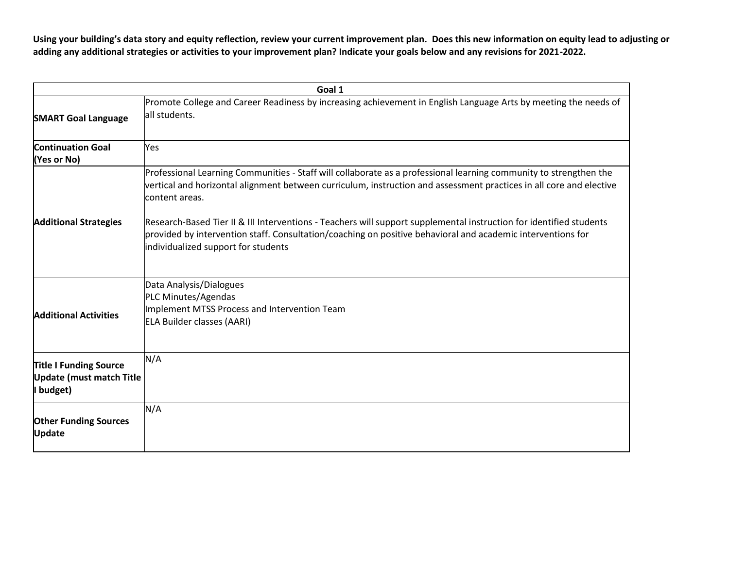**Using your building's data story and equity reflection, review your current improvement plan. Does this new information on equity lead to adjusting or adding any additional strategies or activities to your improvement plan? Indicate your goals below and any revisions for 2021-2022.**

| Goal 1 | |
|---|---|
| **SMART Goal Language** | Promote College and Career Readiness by increasing achievement in English Language Arts by meeting the needs of all students. |
| **Continuation Goal (Yes or No)** | Yes |
| **Additional Strategies** | Professional Learning Communities - Staff will collaborate as a professional learning community to strengthen the vertical and horizontal alignment between curriculum, instruction and assessment practices in all core and elective content areas.<br><br>Research-Based Tier II & III Interventions - Teachers will support supplemental instruction for identified students provided by intervention staff. Consultation/coaching on positive behavioral and academic interventions for individualized support for students |
| **Additional Activities** | Data Analysis/Dialogues<br>PLC Minutes/Agendas<br>Implement MTSS Process and Intervention Team<br>ELA Builder classes (AARI) |
| **Title I Funding Source Update (must match Title I budget)** | N/A |
| **Other Funding Sources Update** | N/A |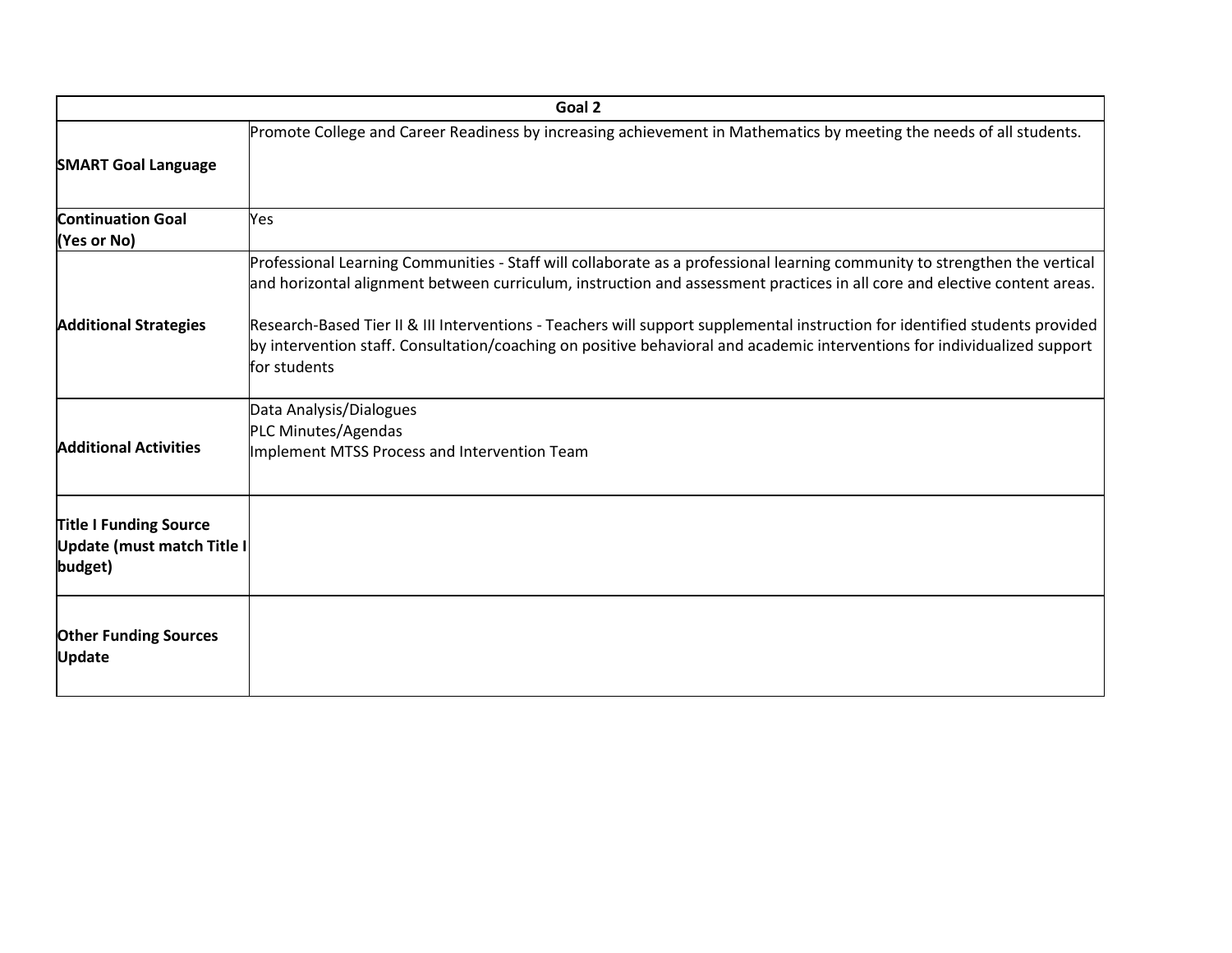| Goal 2 | |
|---|---|
| **SMART Goal Language** | Promote College and Career Readiness by increasing achievement in Mathematics by meeting the needs of all students. |
| **Continuation Goal (Yes or No)** | Yes |
| **Additional Strategies** | Professional Learning Communities - Staff will collaborate as a professional learning community to strengthen the vertical and horizontal alignment between curriculum, instruction and assessment practices in all core and elective content areas.<br><br>Research-Based Tier II & III Interventions - Teachers will support supplemental instruction for identified students provided by intervention staff. Consultation/coaching on positive behavioral and academic interventions for individualized support for students |
| **Additional Activities** | Data Analysis/Dialogues<br>PLC Minutes/Agendas<br>Implement MTSS Process and Intervention Team |
| **Title I Funding Source Update (must match Title I budget)** | |
| **Other Funding Sources Update** | |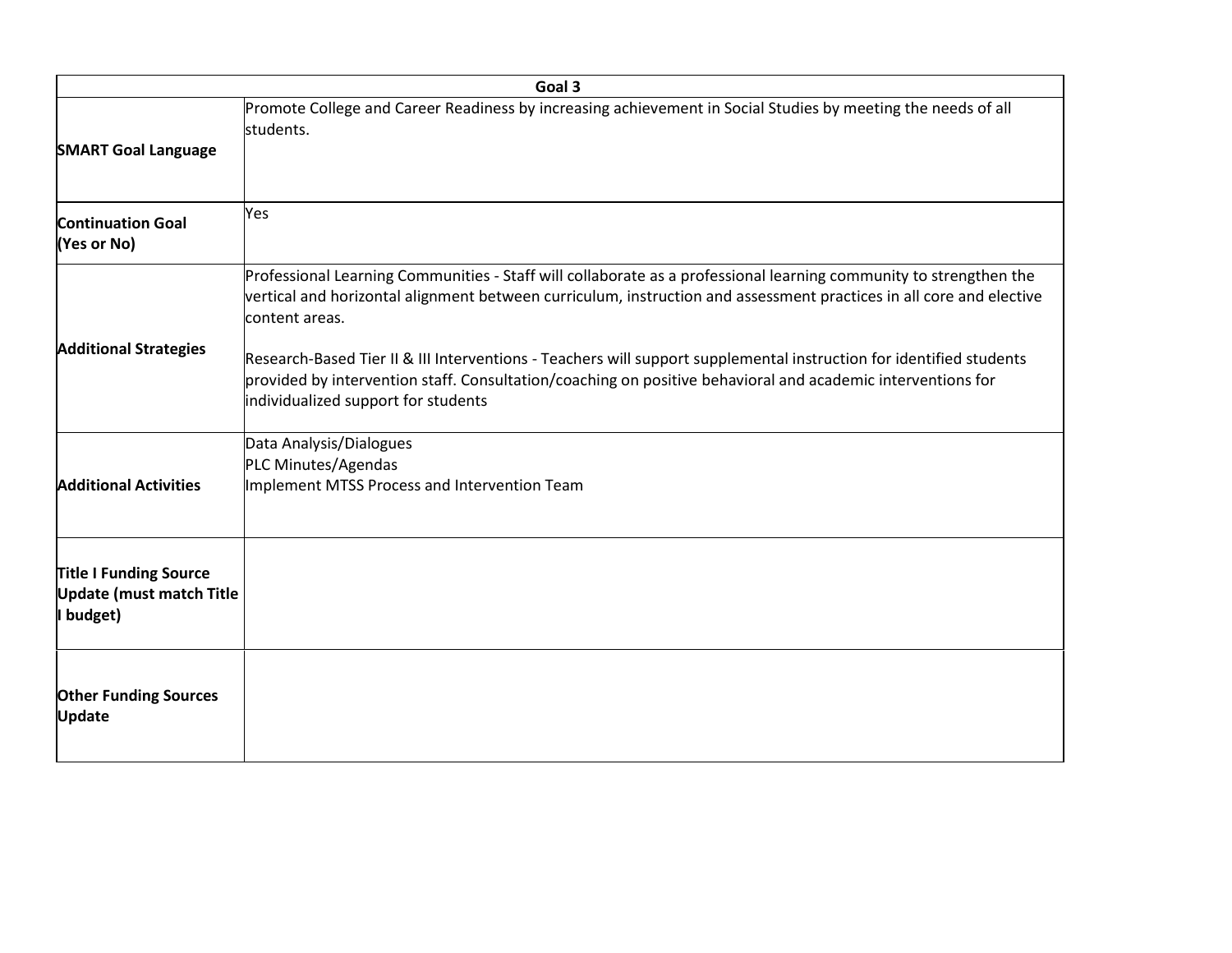| Goal 3 | |
|---|---|
| **SMART Goal Language** | Promote College and Career Readiness by increasing achievement in Social Studies by meeting the needs of all students. |
| **Continuation Goal (Yes or No)** | Yes |
| **Additional Strategies** | Professional Learning Communities - Staff will collaborate as a professional learning community to strengthen the vertical and horizontal alignment between curriculum, instruction and assessment practices in all core and elective content areas.<br><br>Research-Based Tier II & III Interventions - Teachers will support supplemental instruction for identified students provided by intervention staff. Consultation/coaching on positive behavioral and academic interventions for individualized support for students |
| **Additional Activities** | Data Analysis/Dialogues<br>PLC Minutes/Agendas<br>Implement MTSS Process and Intervention Team |
| **Title I Funding Source Update (must match Title I budget)** | |
| **Other Funding Sources Update** | |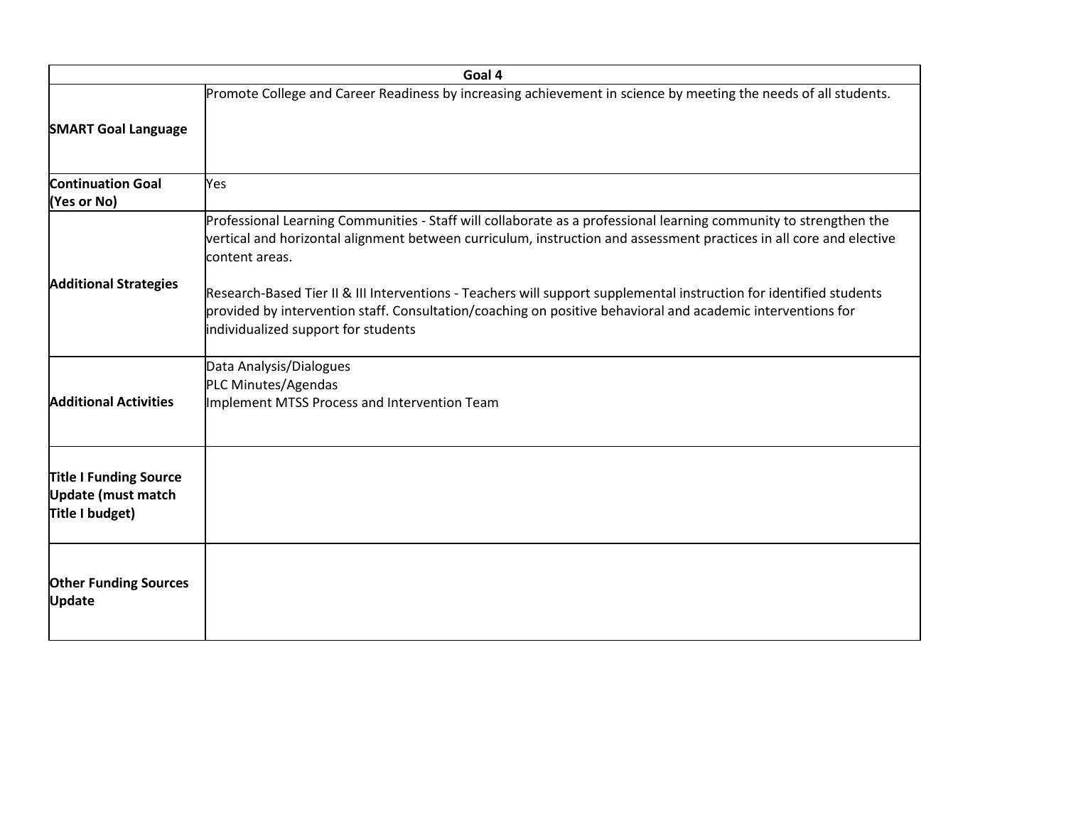| Goal 4 | |
|---|---|
| **SMART Goal Language** | Promote College and Career Readiness by increasing achievement in science by meeting the needs of all students. |
| **Continuation Goal (Yes or No)** | Yes |
| **Additional Strategies** | Professional Learning Communities - Staff will collaborate as a professional learning community to strengthen the vertical and horizontal alignment between curriculum, instruction and assessment practices in all core and elective content areas.<br><br>Research-Based Tier II & III Interventions - Teachers will support supplemental instruction for identified students provided by intervention staff. Consultation/coaching on positive behavioral and academic interventions for individualized support for students |
| **Additional Activities** | Data Analysis/Dialogues<br>PLC Minutes/Agendas<br>Implement MTSS Process and Intervention Team |
| **Title I Funding Source Update (must match Title I budget)** | |
| **Other Funding Sources Update** | |